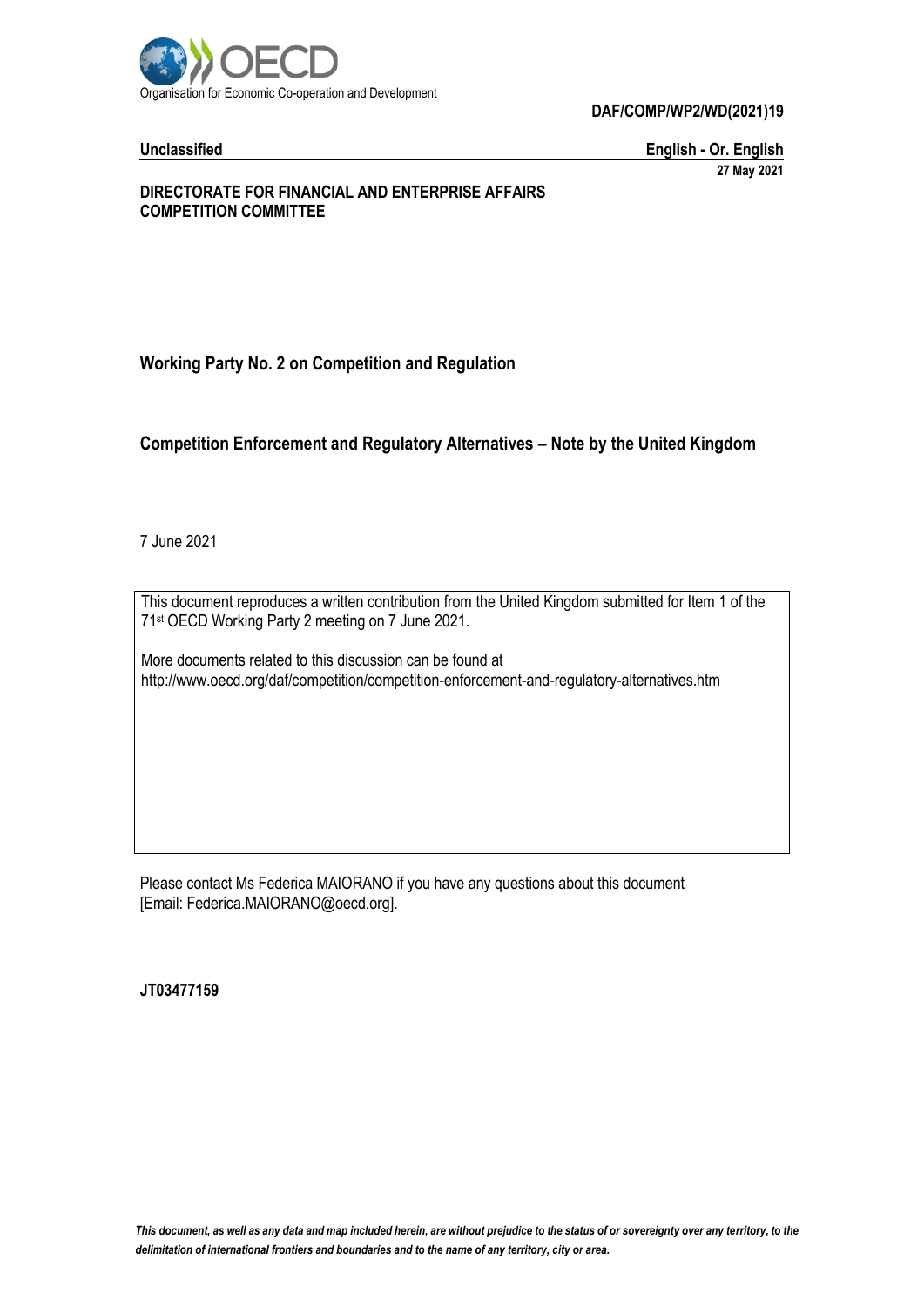Organisation for Economic Co-operation and Development

**DAF/COMP/WP2/WD(2021)19**

**Unclassified** **English - Or. English**

**27 May 2021**

**DIRECTORATE FOR FINANCIAL AND ENTERPRISE AFFAIRS**
**COMPETITION COMMITTEE**

**Working Party No. 2 on Competition and Regulation**

# Competition Enforcement and Regulatory Alternatives – Note by the United Kingdom

7 June 2021

This document reproduces a written contribution from the United Kingdom submitted for Item 1 of the 71st OECD Working Party 2 meeting on 7 June 2021.

More documents related to this discussion can be found at
http://www.oecd.org/daf/competition/competition-enforcement-and-regulatory-alternatives.htm

Please contact Ms Federica MAIORANO if you have any questions about this document
[Email: Federica.MAIORANO@oecd.org].

**JT03477159**

***This document, as well as any data and map included herein, are without prejudice to the status of or sovereignty over any territory, to the delimitation of international frontiers and boundaries and to the name of any territory, city or area.***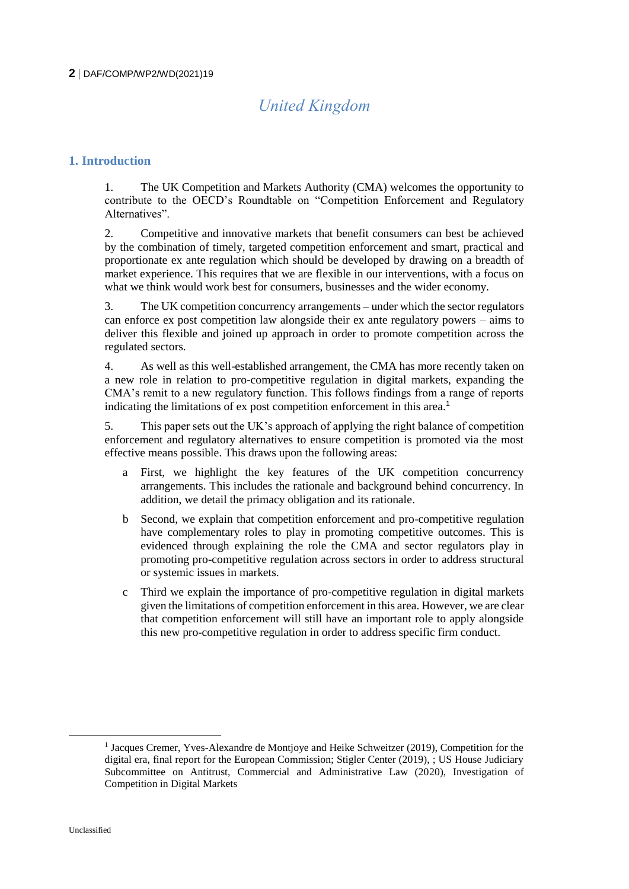# United Kingdom

## 1. Introduction

1. The UK Competition and Markets Authority (CMA) welcomes the opportunity to contribute to the OECD's Roundtable on "Competition Enforcement and Regulatory Alternatives".

2. Competitive and innovative markets that benefit consumers can best be achieved by the combination of timely, targeted competition enforcement and smart, practical and proportionate ex ante regulation which should be developed by drawing on a breadth of market experience. This requires that we are flexible in our interventions, with a focus on what we think would work best for consumers, businesses and the wider economy.

3. The UK competition concurrency arrangements – under which the sector regulators can enforce ex post competition law alongside their ex ante regulatory powers – aims to deliver this flexible and joined up approach in order to promote competition across the regulated sectors.

4. As well as this well-established arrangement, the CMA has more recently taken on a new role in relation to pro-competitive regulation in digital markets, expanding the CMA's remit to a new regulatory function. This follows findings from a range of reports indicating the limitations of ex post competition enforcement in this area.[1]

5. This paper sets out the UK's approach of applying the right balance of competition enforcement and regulatory alternatives to ensure competition is promoted via the most effective means possible. This draws upon the following areas:

   a. First, we highlight the key features of the UK competition concurrency arrangements. This includes the rationale and background behind concurrency. In addition, we detail the primacy obligation and its rationale.

   b. Second, we explain that competition enforcement and pro-competitive regulation have complementary roles to play in promoting competitive outcomes. This is evidenced through explaining the role the CMA and sector regulators play in promoting pro-competitive regulation across sectors in order to address structural or systemic issues in markets.

   c. Third we explain the importance of pro-competitive regulation in digital markets given the limitations of competition enforcement in this area. However, we are clear that competition enforcement will still have an important role to apply alongside this new pro-competitive regulation in order to address specific firm conduct.

---

[1] Jacques Cremer, Yves-Alexandre de Montjoye and Heike Schweitzer (2019), Competition for the digital era, final report for the European Commission; Stigler Center (2019), ; US House Judiciary Subcommittee on Antitrust, Commercial and Administrative Law (2020), Investigation of Competition in Digital Markets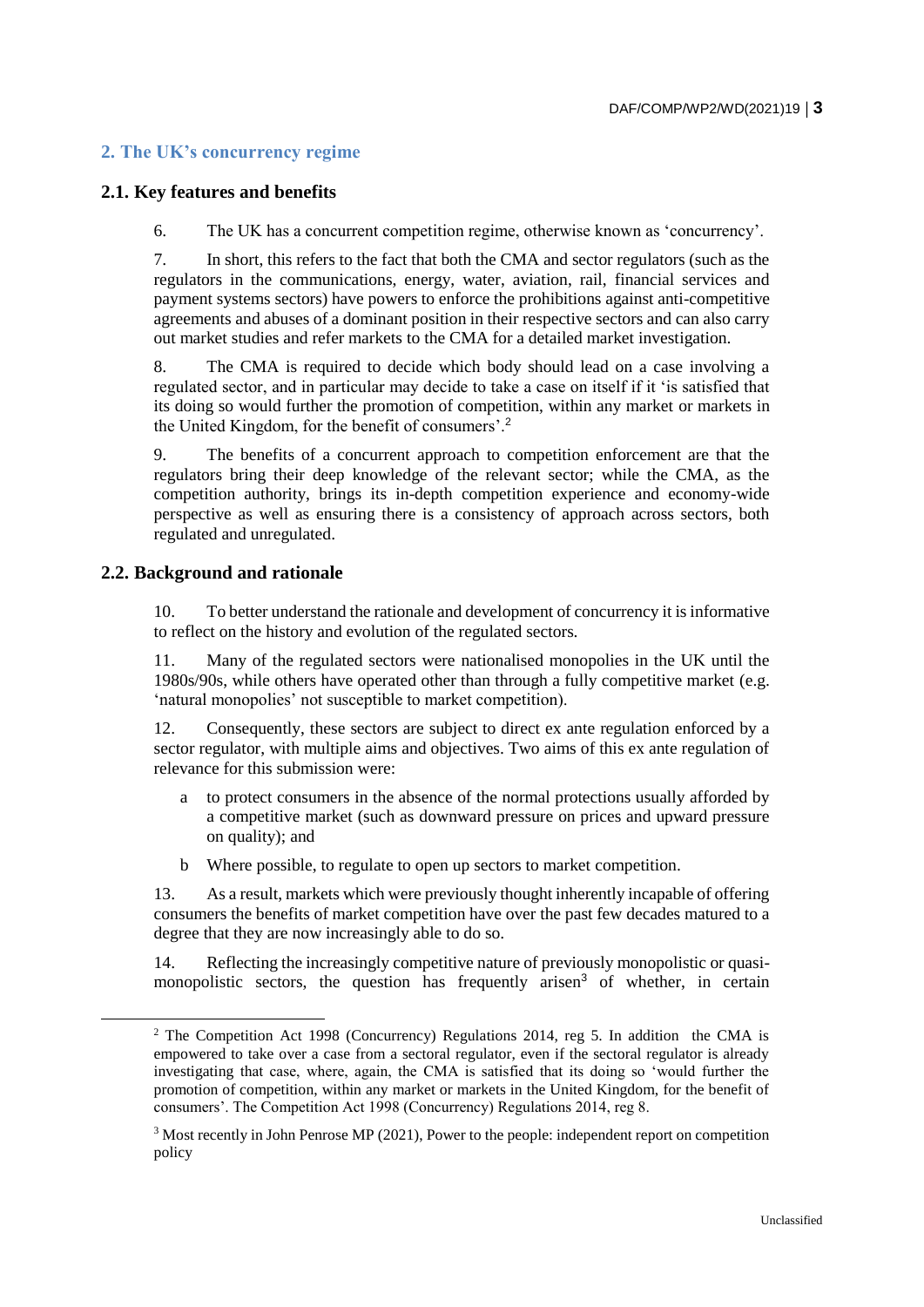## 2. The UK's concurrency regime

### 2.1. Key features and benefits

6. The UK has a concurrent competition regime, otherwise known as 'concurrency'.

7. In short, this refers to the fact that both the CMA and sector regulators (such as the regulators in the communications, energy, water, aviation, rail, financial services and payment systems sectors) have powers to enforce the prohibitions against anti-competitive agreements and abuses of a dominant position in their respective sectors and can also carry out market studies and refer markets to the CMA for a detailed market investigation.

8. The CMA is required to decide which body should lead on a case involving a regulated sector, and in particular may decide to take a case on itself if it 'is satisfied that its doing so would further the promotion of competition, within any market or markets in the United Kingdom, for the benefit of consumers'.[2]

9. The benefits of a concurrent approach to competition enforcement are that the regulators bring their deep knowledge of the relevant sector; while the CMA, as the competition authority, brings its in-depth competition experience and economy-wide perspective as well as ensuring there is a consistency of approach across sectors, both regulated and unregulated.

### 2.2. Background and rationale

10. To better understand the rationale and development of concurrency it is informative to reflect on the history and evolution of the regulated sectors.

11. Many of the regulated sectors were nationalised monopolies in the UK until the 1980s/90s, while others have operated other than through a fully competitive market (e.g. 'natural monopolies' not susceptible to market competition).

12. Consequently, these sectors are subject to direct ex ante regulation enforced by a sector regulator, with multiple aims and objectives. Two aims of this ex ante regulation of relevance for this submission were:

a. to protect consumers in the absence of the normal protections usually afforded by a competitive market (such as downward pressure on prices and upward pressure on quality); and

b. Where possible, to regulate to open up sectors to market competition.

13. As a result, markets which were previously thought inherently incapable of offering consumers the benefits of market competition have over the past few decades matured to a degree that they are now increasingly able to do so.

14. Reflecting the increasingly competitive nature of previously monopolistic or quasi-monopolistic sectors, the question has frequently arisen[3] of whether, in certain

---

[2] The Competition Act 1998 (Concurrency) Regulations 2014, reg 5. In addition the CMA is empowered to take over a case from a sectoral regulator, even if the sectoral regulator is already investigating that case, where, again, the CMA is satisfied that its doing so 'would further the promotion of competition, within any market or markets in the United Kingdom, for the benefit of consumers'. The Competition Act 1998 (Concurrency) Regulations 2014, reg 8.

[3] Most recently in John Penrose MP (2021), Power to the people: independent report on competition policy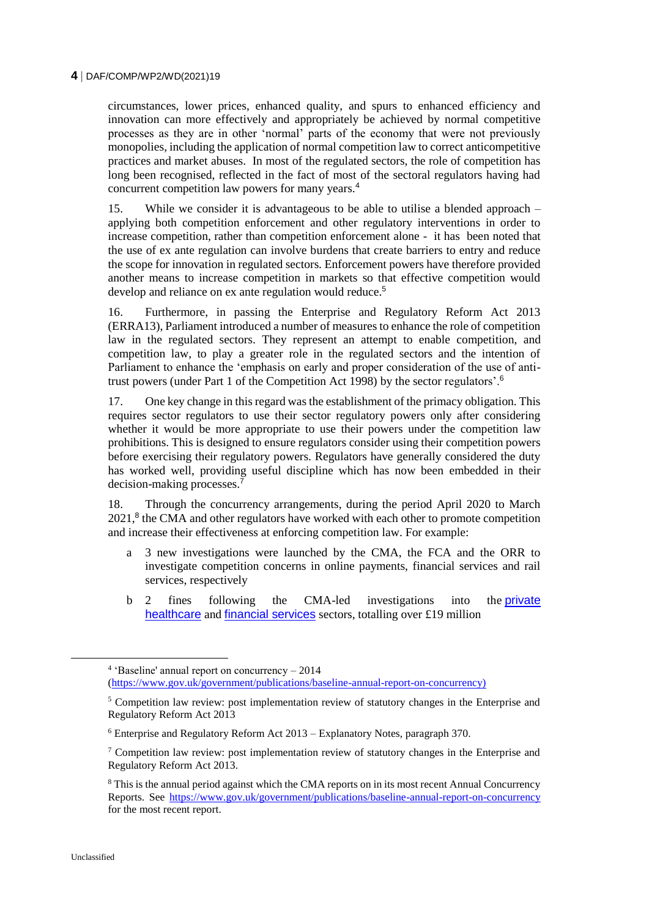circumstances, lower prices, enhanced quality, and spurs to enhanced efficiency and innovation can more effectively and appropriately be achieved by normal competitive processes as they are in other 'normal' parts of the economy that were not previously monopolies, including the application of normal competition law to correct anticompetitive practices and market abuses. In most of the regulated sectors, the role of competition has long been recognised, reflected in the fact of most of the sectoral regulators having had concurrent competition law powers for many years.[4]

15. While we consider it is advantageous to be able to utilise a blended approach – applying both competition enforcement and other regulatory interventions in order to increase competition, rather than competition enforcement alone - it has been noted that the use of ex ante regulation can involve burdens that create barriers to entry and reduce the scope for innovation in regulated sectors. Enforcement powers have therefore provided another means to increase competition in markets so that effective competition would develop and reliance on ex ante regulation would reduce.[5]

16. Furthermore, in passing the Enterprise and Regulatory Reform Act 2013 (ERRA13), Parliament introduced a number of measures to enhance the role of competition law in the regulated sectors. They represent an attempt to enable competition, and competition law, to play a greater role in the regulated sectors and the intention of Parliament to enhance the 'emphasis on early and proper consideration of the use of anti-trust powers (under Part 1 of the Competition Act 1998) by the sector regulators'.[6]

17. One key change in this regard was the establishment of the primacy obligation. This requires sector regulators to use their sector regulatory powers only after considering whether it would be more appropriate to use their powers under the competition law prohibitions. This is designed to ensure regulators consider using their competition powers before exercising their regulatory powers. Regulators have generally considered the duty has worked well, providing useful discipline which has now been embedded in their decision-making processes.[7]

18. Through the concurrency arrangements, during the period April 2020 to March 2021,[8] the CMA and other regulators have worked with each other to promote competition and increase their effectiveness at enforcing competition law. For example:

a. 3 new investigations were launched by the CMA, the FCA and the ORR to investigate competition concerns in online payments, financial services and rail services, respectively

b. 2 fines following the CMA-led investigations into the private healthcare and financial services sectors, totalling over £19 million

---

[4] 'Baseline' annual report on concurrency – 2014 (https://www.gov.uk/government/publications/baseline-annual-report-on-concurrency)

[5] Competition law review: post implementation review of statutory changes in the Enterprise and Regulatory Reform Act 2013

[6] Enterprise and Regulatory Reform Act 2013 – Explanatory Notes, paragraph 370.

[7] Competition law review: post implementation review of statutory changes in the Enterprise and Regulatory Reform Act 2013.

[8] This is the annual period against which the CMA reports on in its most recent Annual Concurrency Reports. See https://www.gov.uk/government/publications/baseline-annual-report-on-concurrency for the most recent report.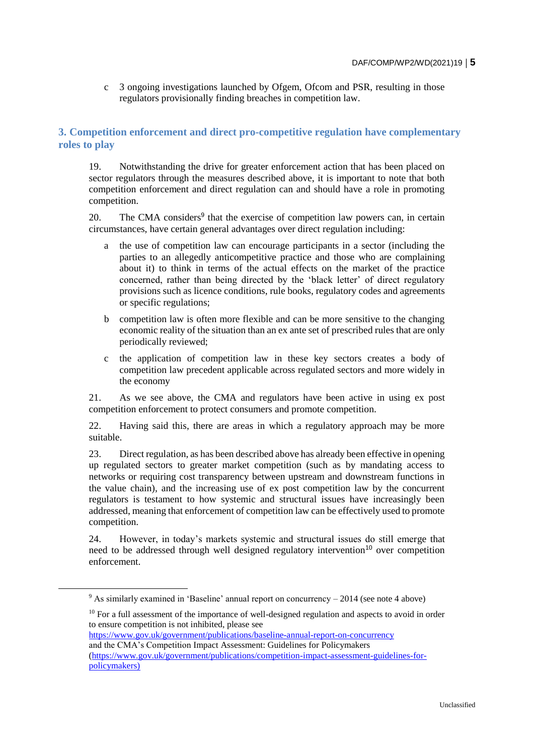c 3 ongoing investigations launched by Ofgem, Ofcom and PSR, resulting in those regulators provisionally finding breaches in competition law.

## 3. Competition enforcement and direct pro-competitive regulation have complementary roles to play

19. Notwithstanding the drive for greater enforcement action that has been placed on sector regulators through the measures described above, it is important to note that both competition enforcement and direct regulation can and should have a role in promoting competition.

20. The CMA considers[9] that the exercise of competition law powers can, in certain circumstances, have certain general advantages over direct regulation including:

a the use of competition law can encourage participants in a sector (including the parties to an allegedly anticompetitive practice and those who are complaining about it) to think in terms of the actual effects on the market of the practice concerned, rather than being directed by the 'black letter' of direct regulatory provisions such as licence conditions, rule books, regulatory codes and agreements or specific regulations;

b competition law is often more flexible and can be more sensitive to the changing economic reality of the situation than an ex ante set of prescribed rules that are only periodically reviewed;

c the application of competition law in these key sectors creates a body of competition law precedent applicable across regulated sectors and more widely in the economy

21. As we see above, the CMA and regulators have been active in using ex post competition enforcement to protect consumers and promote competition.

22. Having said this, there are areas in which a regulatory approach may be more suitable.

23. Direct regulation, as has been described above has already been effective in opening up regulated sectors to greater market competition (such as by mandating access to networks or requiring cost transparency between upstream and downstream functions in the value chain), and the increasing use of ex post competition law by the concurrent regulators is testament to how systemic and structural issues have increasingly been addressed, meaning that enforcement of competition law can be effectively used to promote competition.

24. However, in today's markets systemic and structural issues do still emerge that need to be addressed through well designed regulatory intervention[10] over competition enforcement.

---

[9] As similarly examined in 'Baseline' annual report on concurrency – 2014 (see note 4 above)

[10] For a full assessment of the importance of well-designed regulation and aspects to avoid in order to ensure competition is not inhibited, please see https://www.gov.uk/government/publications/baseline-annual-report-on-concurrency and the CMA's Competition Impact Assessment: Guidelines for Policymakers (https://www.gov.uk/government/publications/competition-impact-assessment-guidelines-for-policymakers)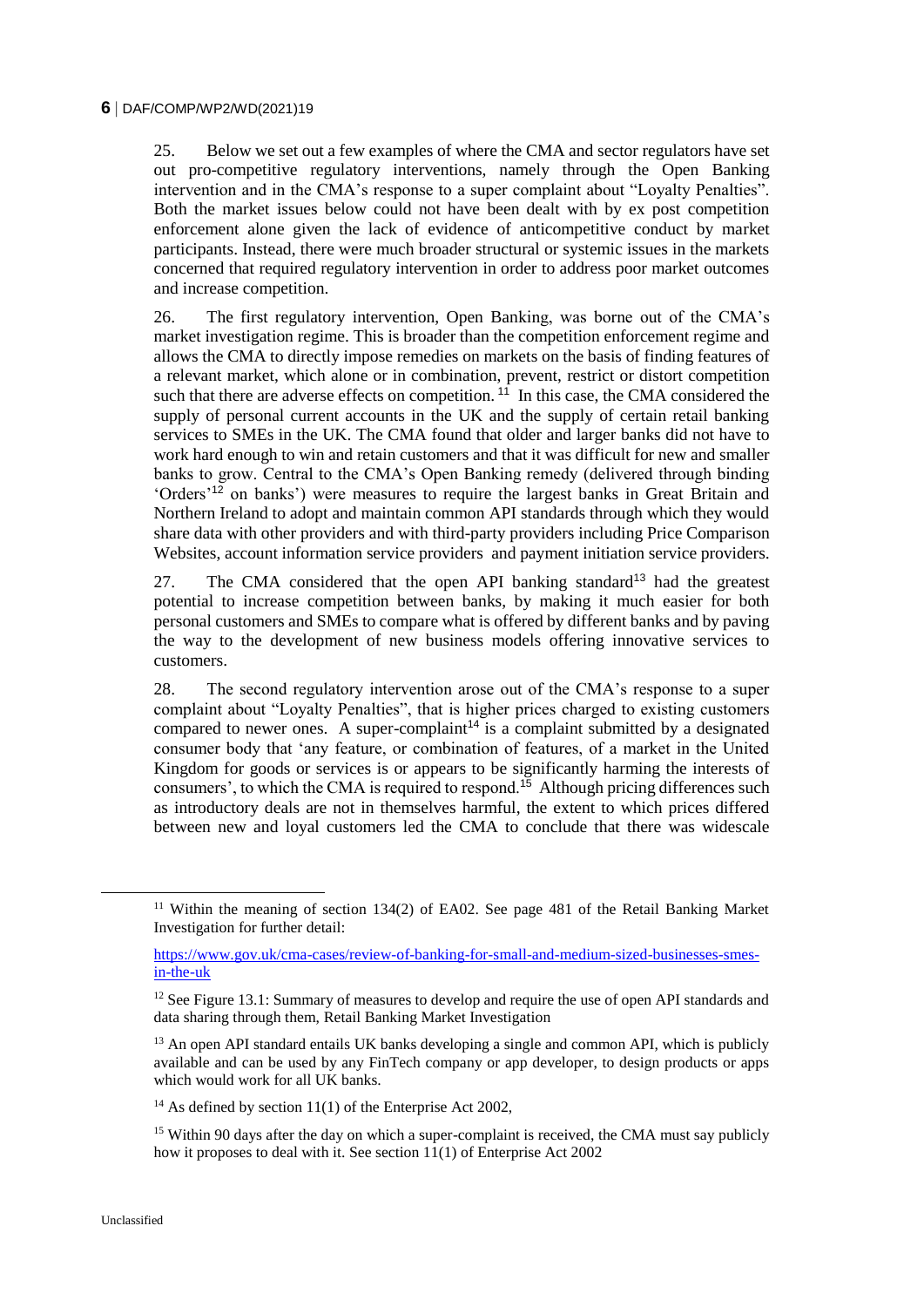25. Below we set out a few examples of where the CMA and sector regulators have set out pro-competitive regulatory interventions, namely through the Open Banking intervention and in the CMA's response to a super complaint about "Loyalty Penalties". Both the market issues below could not have been dealt with by ex post competition enforcement alone given the lack of evidence of anticompetitive conduct by market participants. Instead, there were much broader structural or systemic issues in the markets concerned that required regulatory intervention in order to address poor market outcomes and increase competition.

26. The first regulatory intervention, Open Banking, was borne out of the CMA's market investigation regime. This is broader than the competition enforcement regime and allows the CMA to directly impose remedies on markets on the basis of finding features of a relevant market, which alone or in combination, prevent, restrict or distort competition such that there are adverse effects on competition. [11] In this case, the CMA considered the supply of personal current accounts in the UK and the supply of certain retail banking services to SMEs in the UK. The CMA found that older and larger banks did not have to work hard enough to win and retain customers and that it was difficult for new and smaller banks to grow. Central to the CMA's Open Banking remedy (delivered through binding 'Orders'[12] on banks') were measures to require the largest banks in Great Britain and Northern Ireland to adopt and maintain common API standards through which they would share data with other providers and with third-party providers including Price Comparison Websites, account information service providers and payment initiation service providers.

27. The CMA considered that the open API banking standard[13] had the greatest potential to increase competition between banks, by making it much easier for both personal customers and SMEs to compare what is offered by different banks and by paving the way to the development of new business models offering innovative services to customers.

28. The second regulatory intervention arose out of the CMA's response to a super complaint about "Loyalty Penalties", that is higher prices charged to existing customers compared to newer ones. A super-complaint[14] is a complaint submitted by a designated consumer body that 'any feature, or combination of features, of a market in the United Kingdom for goods or services is or appears to be significantly harming the interests of consumers', to which the CMA is required to respond.[15] Although pricing differences such as introductory deals are not in themselves harmful, the extent to which prices differed between new and loyal customers led the CMA to conclude that there was widescale

---

[11] Within the meaning of section 134(2) of EA02. See page 481 of the Retail Banking Market Investigation for further detail:

https://www.gov.uk/cma-cases/review-of-banking-for-small-and-medium-sized-businesses-smes-in-the-uk

[12] See Figure 13.1: Summary of measures to develop and require the use of open API standards and data sharing through them, Retail Banking Market Investigation

[13] An open API standard entails UK banks developing a single and common API, which is publicly available and can be used by any FinTech company or app developer, to design products or apps which would work for all UK banks.

[14] As defined by section 11(1) of the Enterprise Act 2002,

[15] Within 90 days after the day on which a super-complaint is received, the CMA must say publicly how it proposes to deal with it. See section 11(1) of Enterprise Act 2002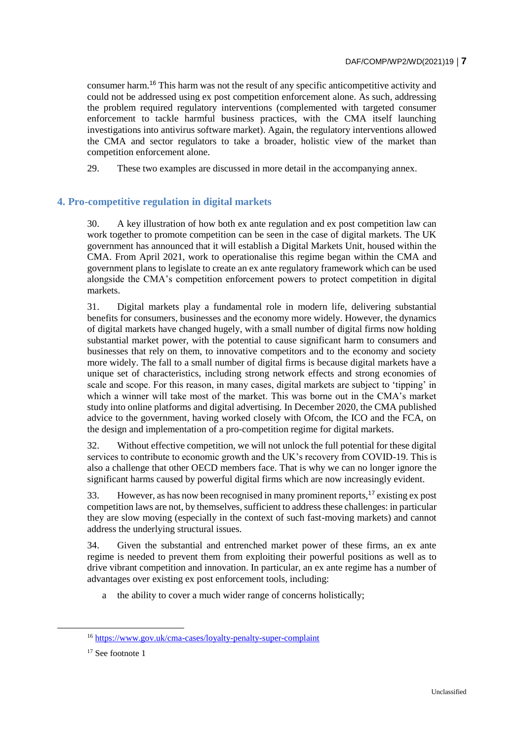consumer harm.[16] This harm was not the result of any specific anticompetitive activity and could not be addressed using ex post competition enforcement alone. As such, addressing the problem required regulatory interventions (complemented with targeted consumer enforcement to tackle harmful business practices, with the CMA itself launching investigations into antivirus software market). Again, the regulatory interventions allowed the CMA and sector regulators to take a broader, holistic view of the market than competition enforcement alone.

29. These two examples are discussed in more detail in the accompanying annex.

## 4. Pro-competitive regulation in digital markets

30. A key illustration of how both ex ante regulation and ex post competition law can work together to promote competition can be seen in the case of digital markets. The UK government has announced that it will establish a Digital Markets Unit, housed within the CMA. From April 2021, work to operationalise this regime began within the CMA and government plans to legislate to create an ex ante regulatory framework which can be used alongside the CMA's competition enforcement powers to protect competition in digital markets.

31. Digital markets play a fundamental role in modern life, delivering substantial benefits for consumers, businesses and the economy more widely. However, the dynamics of digital markets have changed hugely, with a small number of digital firms now holding substantial market power, with the potential to cause significant harm to consumers and businesses that rely on them, to innovative competitors and to the economy and society more widely. The fall to a small number of digital firms is because digital markets have a unique set of characteristics, including strong network effects and strong economies of scale and scope. For this reason, in many cases, digital markets are subject to 'tipping' in which a winner will take most of the market. This was borne out in the CMA's market study into online platforms and digital advertising. In December 2020, the CMA published advice to the government, having worked closely with Ofcom, the ICO and the FCA, on the design and implementation of a pro-competition regime for digital markets.

32. Without effective competition, we will not unlock the full potential for these digital services to contribute to economic growth and the UK's recovery from COVID-19. This is also a challenge that other OECD members face. That is why we can no longer ignore the significant harms caused by powerful digital firms which are now increasingly evident.

33. However, as has now been recognised in many prominent reports,[17] existing ex post competition laws are not, by themselves, sufficient to address these challenges: in particular they are slow moving (especially in the context of such fast-moving markets) and cannot address the underlying structural issues.

34. Given the substantial and entrenched market power of these firms, an ex ante regime is needed to prevent them from exploiting their powerful positions as well as to drive vibrant competition and innovation. In particular, an ex ante regime has a number of advantages over existing ex post enforcement tools, including:

a the ability to cover a much wider range of concerns holistically;

---

[16] https://www.gov.uk/cma-cases/loyalty-penalty-super-complaint

[17] See footnote 1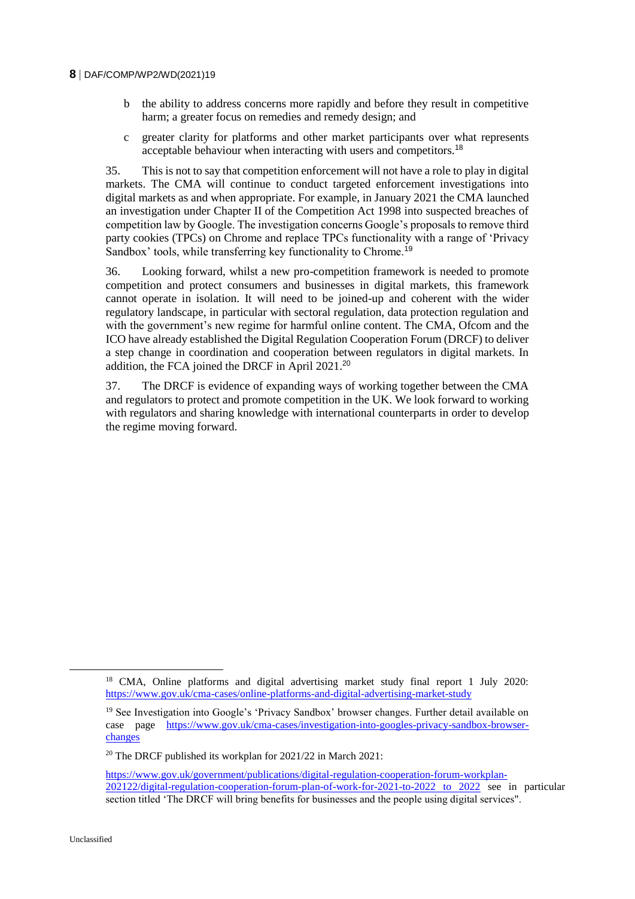b the ability to address concerns more rapidly and before they result in competitive harm; a greater focus on remedies and remedy design; and

c greater clarity for platforms and other market participants over what represents acceptable behaviour when interacting with users and competitors.[18]

35. This is not to say that competition enforcement will not have a role to play in digital markets. The CMA will continue to conduct targeted enforcement investigations into digital markets as and when appropriate. For example, in January 2021 the CMA launched an investigation under Chapter II of the Competition Act 1998 into suspected breaches of competition law by Google. The investigation concerns Google's proposals to remove third party cookies (TPCs) on Chrome and replace TPCs functionality with a range of 'Privacy Sandbox' tools, while transferring key functionality to Chrome.[19]

36. Looking forward, whilst a new pro-competition framework is needed to promote competition and protect consumers and businesses in digital markets, this framework cannot operate in isolation. It will need to be joined-up and coherent with the wider regulatory landscape, in particular with sectoral regulation, data protection regulation and with the government's new regime for harmful online content. The CMA, Ofcom and the ICO have already established the Digital Regulation Cooperation Forum (DRCF) to deliver a step change in coordination and cooperation between regulators in digital markets. In addition, the FCA joined the DRCF in April 2021.[20]

37. The DRCF is evidence of expanding ways of working together between the CMA and regulators to protect and promote competition in the UK. We look forward to working with regulators and sharing knowledge with international counterparts in order to develop the regime moving forward.

---

[18] CMA, Online platforms and digital advertising market study final report 1 July 2020: https://www.gov.uk/cma-cases/online-platforms-and-digital-advertising-market-study

[19] See Investigation into Google's 'Privacy Sandbox' browser changes. Further detail available on case page https://www.gov.uk/cma-cases/investigation-into-googles-privacy-sandbox-browser-changes

[20] The DRCF published its workplan for 2021/22 in March 2021:

https://www.gov.uk/government/publications/digital-regulation-cooperation-forum-workplan-202122/digital-regulation-cooperation-forum-plan-of-work-for-2021-to-2022_to_2022 see in particular section titled 'The DRCF will bring benefits for businesses and the people using digital services".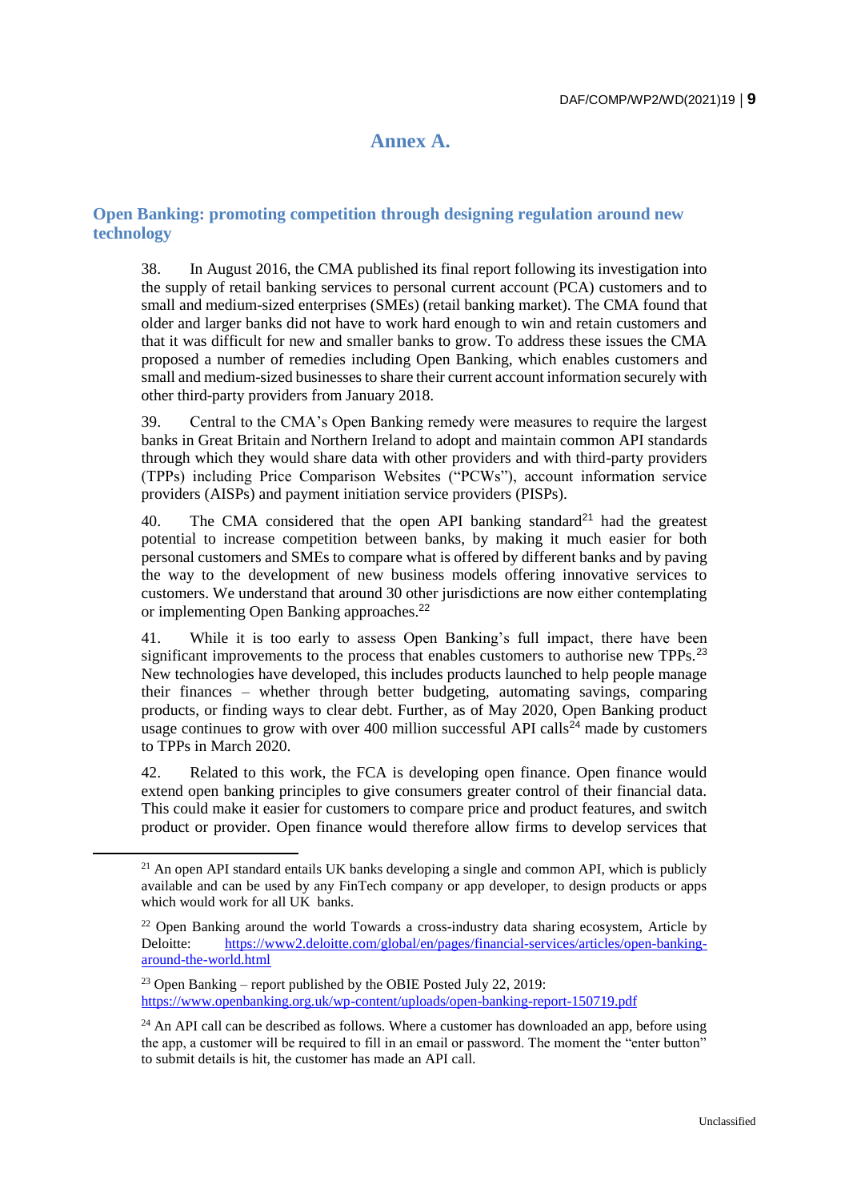# Annex A.

## Open Banking: promoting competition through designing regulation around new technology

38. In August 2016, the CMA published its final report following its investigation into the supply of retail banking services to personal current account (PCA) customers and to small and medium-sized enterprises (SMEs) (retail banking market). The CMA found that older and larger banks did not have to work hard enough to win and retain customers and that it was difficult for new and smaller banks to grow. To address these issues the CMA proposed a number of remedies including Open Banking, which enables customers and small and medium-sized businesses to share their current account information securely with other third-party providers from January 2018.

39. Central to the CMA's Open Banking remedy were measures to require the largest banks in Great Britain and Northern Ireland to adopt and maintain common API standards through which they would share data with other providers and with third-party providers (TPPs) including Price Comparison Websites ("PCWs"), account information service providers (AISPs) and payment initiation service providers (PISPs).

40. The CMA considered that the open API banking standard[21] had the greatest potential to increase competition between banks, by making it much easier for both personal customers and SMEs to compare what is offered by different banks and by paving the way to the development of new business models offering innovative services to customers. We understand that around 30 other jurisdictions are now either contemplating or implementing Open Banking approaches.[22]

41. While it is too early to assess Open Banking's full impact, there have been significant improvements to the process that enables customers to authorise new TPPs.[23] New technologies have developed, this includes products launched to help people manage their finances – whether through better budgeting, automating savings, comparing products, or finding ways to clear debt. Further, as of May 2020, Open Banking product usage continues to grow with over 400 million successful API calls[24] made by customers to TPPs in March 2020.

42. Related to this work, the FCA is developing open finance. Open finance would extend open banking principles to give consumers greater control of their financial data. This could make it easier for customers to compare price and product features, and switch product or provider. Open finance would therefore allow firms to develop services that

---

[21] An open API standard entails UK banks developing a single and common API, which is publicly available and can be used by any FinTech company or app developer, to design products or apps which would work for all UK banks.

[22] Open Banking around the world Towards a cross-industry data sharing ecosystem, Article by Deloitte: https://www2.deloitte.com/global/en/pages/financial-services/articles/open-banking-around-the-world.html

[23] Open Banking – report published by the OBIE Posted July 22, 2019: https://www.openbanking.org.uk/wp-content/uploads/open-banking-report-150719.pdf

[24] An API call can be described as follows. Where a customer has downloaded an app, before using the app, a customer will be required to fill in an email or password. The moment the "enter button" to submit details is hit, the customer has made an API call.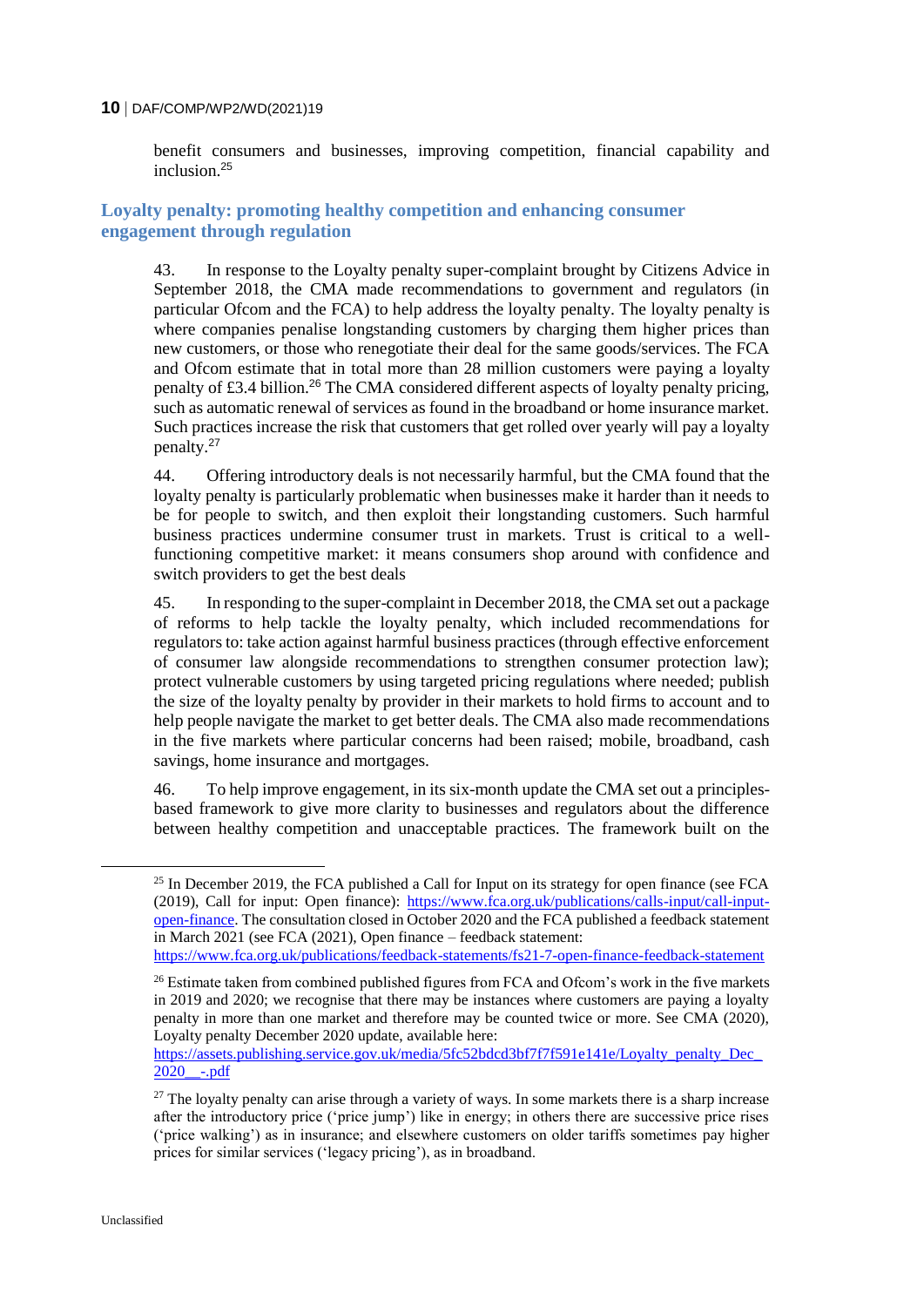benefit consumers and businesses, improving competition, financial capability and inclusion.[25]

## Loyalty penalty: promoting healthy competition and enhancing consumer engagement through regulation

43. In response to the Loyalty penalty super-complaint brought by Citizens Advice in September 2018, the CMA made recommendations to government and regulators (in particular Ofcom and the FCA) to help address the loyalty penalty. The loyalty penalty is where companies penalise longstanding customers by charging them higher prices than new customers, or those who renegotiate their deal for the same goods/services. The FCA and Ofcom estimate that in total more than 28 million customers were paying a loyalty penalty of £3.4 billion.[26] The CMA considered different aspects of loyalty penalty pricing, such as automatic renewal of services as found in the broadband or home insurance market. Such practices increase the risk that customers that get rolled over yearly will pay a loyalty penalty.[27]

44. Offering introductory deals is not necessarily harmful, but the CMA found that the loyalty penalty is particularly problematic when businesses make it harder than it needs to be for people to switch, and then exploit their longstanding customers. Such harmful business practices undermine consumer trust in markets. Trust is critical to a well-functioning competitive market: it means consumers shop around with confidence and switch providers to get the best deals

45. In responding to the super-complaint in December 2018, the CMA set out a package of reforms to help tackle the loyalty penalty, which included recommendations for regulators to: take action against harmful business practices (through effective enforcement of consumer law alongside recommendations to strengthen consumer protection law); protect vulnerable customers by using targeted pricing regulations where needed; publish the size of the loyalty penalty by provider in their markets to hold firms to account and to help people navigate the market to get better deals. The CMA also made recommendations in the five markets where particular concerns had been raised; mobile, broadband, cash savings, home insurance and mortgages.

46. To help improve engagement, in its six-month update the CMA set out a principles-based framework to give more clarity to businesses and regulators about the difference between healthy competition and unacceptable practices. The framework built on the

---

[25] In December 2019, the FCA published a Call for Input on its strategy for open finance (see FCA (2019), Call for input: Open finance): https://www.fca.org.uk/publications/calls-input/call-input-open-finance. The consultation closed in October 2020 and the FCA published a feedback statement in March 2021 (see FCA (2021), Open finance – feedback statement: https://www.fca.org.uk/publications/feedback-statements/fs21-7-open-finance-feedback-statement

[26] Estimate taken from combined published figures from FCA and Ofcom's work in the five markets in 2019 and 2020; we recognise that there may be instances where customers are paying a loyalty penalty in more than one market and therefore may be counted twice or more. See CMA (2020), Loyalty penalty December 2020 update, available here: https://assets.publishing.service.gov.uk/media/5fc52bdcd3bf7f7f591e141e/Loyalty_penalty_Dec_2020__-.pdf

[27] The loyalty penalty can arise through a variety of ways. In some markets there is a sharp increase after the introductory price ('price jump') like in energy; in others there are successive price rises ('price walking') as in insurance; and elsewhere customers on older tariffs sometimes pay higher prices for similar services ('legacy pricing'), as in broadband.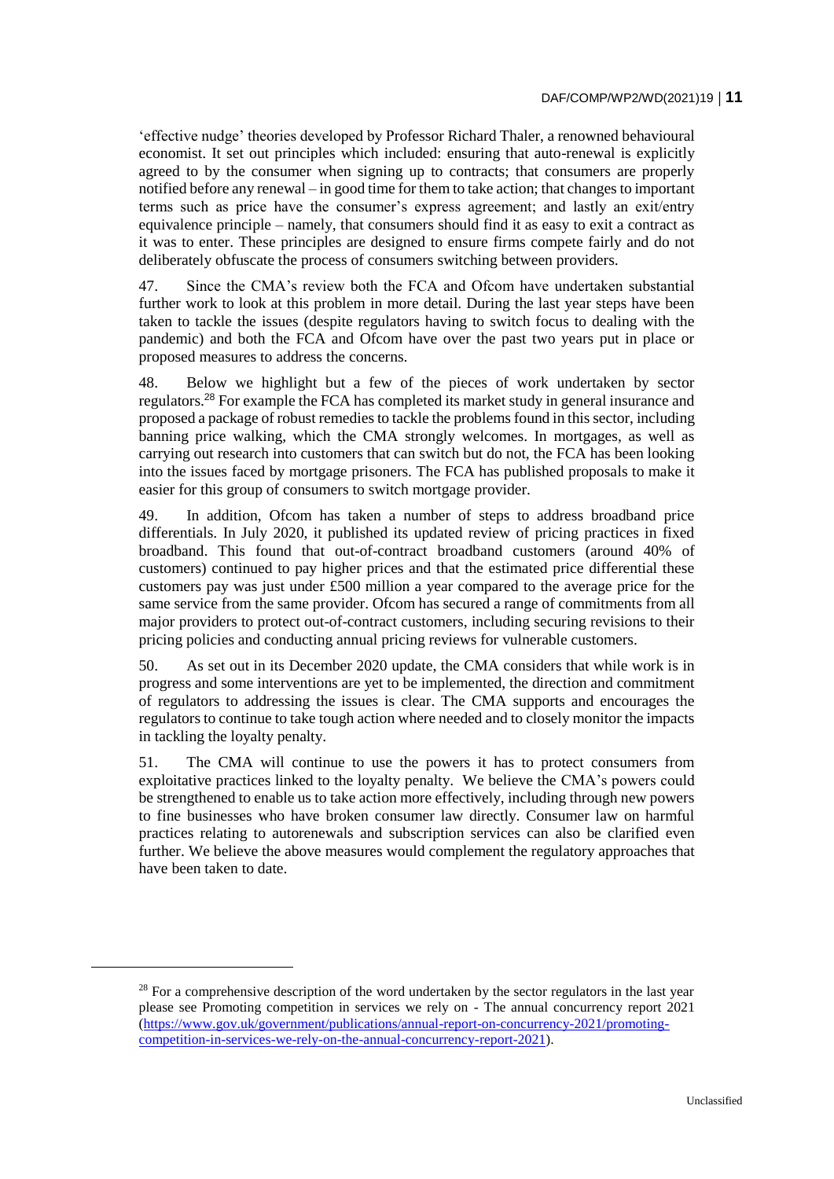'effective nudge' theories developed by Professor Richard Thaler, a renowned behavioural economist. It set out principles which included: ensuring that auto-renewal is explicitly agreed to by the consumer when signing up to contracts; that consumers are properly notified before any renewal – in good time for them to take action; that changes to important terms such as price have the consumer's express agreement; and lastly an exit/entry equivalence principle – namely, that consumers should find it as easy to exit a contract as it was to enter. These principles are designed to ensure firms compete fairly and do not deliberately obfuscate the process of consumers switching between providers.

47. Since the CMA's review both the FCA and Ofcom have undertaken substantial further work to look at this problem in more detail. During the last year steps have been taken to tackle the issues (despite regulators having to switch focus to dealing with the pandemic) and both the FCA and Ofcom have over the past two years put in place or proposed measures to address the concerns.

48. Below we highlight but a few of the pieces of work undertaken by sector regulators.[28] For example the FCA has completed its market study in general insurance and proposed a package of robust remedies to tackle the problems found in this sector, including banning price walking, which the CMA strongly welcomes. In mortgages, as well as carrying out research into customers that can switch but do not, the FCA has been looking into the issues faced by mortgage prisoners. The FCA has published proposals to make it easier for this group of consumers to switch mortgage provider.

49. In addition, Ofcom has taken a number of steps to address broadband price differentials. In July 2020, it published its updated review of pricing practices in fixed broadband. This found that out-of-contract broadband customers (around 40% of customers) continued to pay higher prices and that the estimated price differential these customers pay was just under £500 million a year compared to the average price for the same service from the same provider. Ofcom has secured a range of commitments from all major providers to protect out-of-contract customers, including securing revisions to their pricing policies and conducting annual pricing reviews for vulnerable customers.

50. As set out in its December 2020 update, the CMA considers that while work is in progress and some interventions are yet to be implemented, the direction and commitment of regulators to addressing the issues is clear. The CMA supports and encourages the regulators to continue to take tough action where needed and to closely monitor the impacts in tackling the loyalty penalty.

51. The CMA will continue to use the powers it has to protect consumers from exploitative practices linked to the loyalty penalty. We believe the CMA's powers could be strengthened to enable us to take action more effectively, including through new powers to fine businesses who have broken consumer law directly. Consumer law on harmful practices relating to autorenewals and subscription services can also be clarified even further. We believe the above measures would complement the regulatory approaches that have been taken to date.

[28] For a comprehensive description of the word undertaken by the sector regulators in the last year please see Promoting competition in services we rely on - The annual concurrency report 2021 (https://www.gov.uk/government/publications/annual-report-on-concurrency-2021/promoting-competition-in-services-we-rely-on-the-annual-concurrency-report-2021).